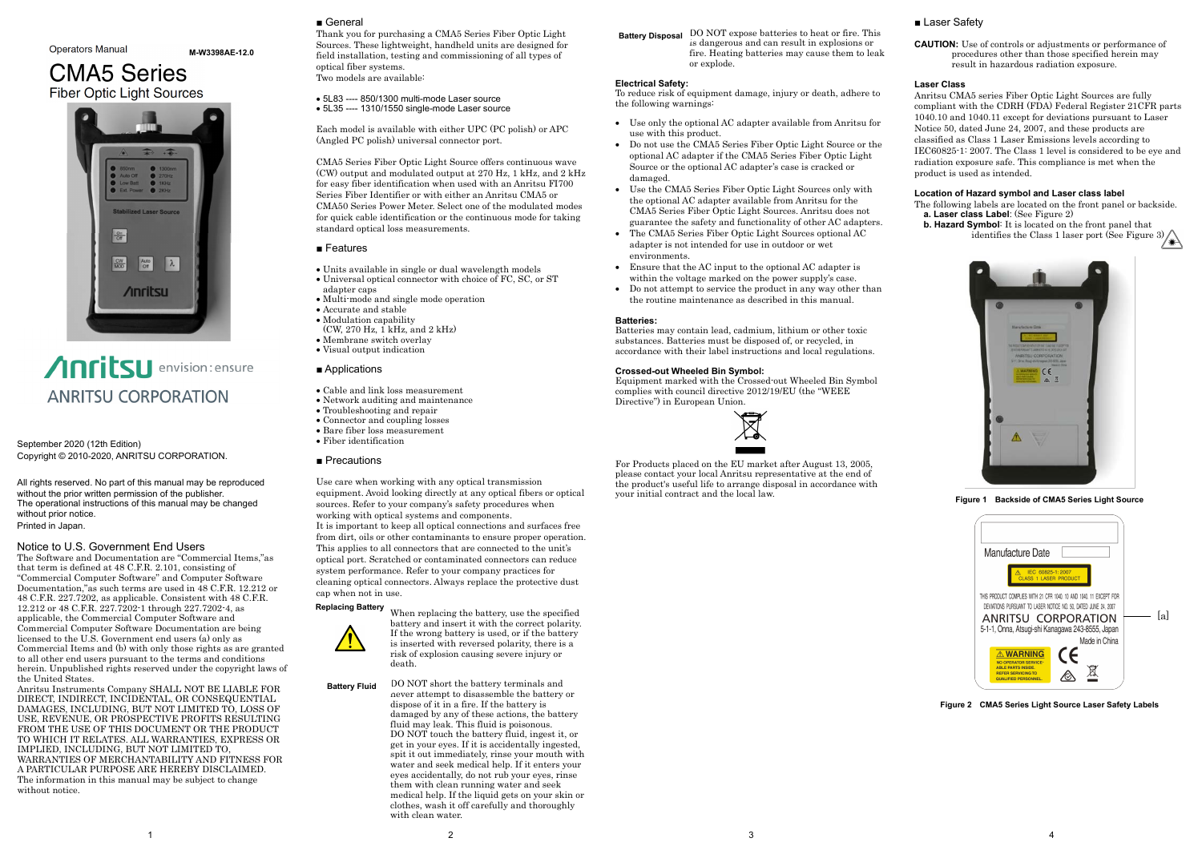Operators Manual

M-W3398AE-12.0

# CMA5 Series

## Fiber Optic Light Sources

ANRITSU CORPORATION

September 2020 (12th Edition)
Copyright © 2010-2020, ANRITSU CORPORATION.

All rights reserved. No part of this manual may be reproduced without the prior written permission of the publisher.
The operational instructions of this manual may be changed without prior notice.
Printed in Japan.

### Notice to U.S. Government End Users

The Software and Documentation are "Commercial Items,"as that term is defined at 48 C.F.R. 2.101, consisting of "Commercial Computer Software" and Computer Software Documentation,"as such terms are used in 48 C.F.R. 12.212 or 48 C.F.R. 227.7202, as applicable. Consistent with 48 C.F.R. 12.212 or 48 C.F.R. 227.7202-1 through 227.7202-4, as applicable, the Commercial Computer Software and Commercial Computer Software Documentation are being licensed to the U.S. Government end users (a) only as Commercial Items and (b) with only those rights as are granted to all other end users pursuant to the terms and conditions herein. Unpublished rights reserved under the copyright laws of the United States.
Anritsu Instruments Company SHALL NOT BE LIABLE FOR DIRECT, INDIRECT, INCIDENTAL, OR CONSEQUENTIAL DAMAGES, INCLUDING, BUT NOT LIMITED TO, LOSS OF USE, REVENUE, OR PROSPECTIVE PROFITS RESULTING FROM THE USE OF THIS DOCUMENT OR THE PRODUCT TO WHICH IT RELATES. ALL WARRANTIES, EXPRESS OR IMPLIED, INCLUDING, BUT NOT LIMITED TO, WARRANTIES OF MERCHANTABILITY AND FITNESS FOR A PARTICULAR PURPOSE ARE HEREBY DISCLAIMED.
The information in this manual may be subject to change without notice.

### ■ General

Thank you for purchasing a CMA5 Series Fiber Optic Light Sources. These lightweight, handheld units are designed for field installation, testing and commissioning of all types of optical fiber systems.
Two models are available:

- 5L83 ---- 850/1300 multi-mode Laser source
- 5L35 ---- 1310/1550 single-mode Laser source

Each model is available with either UPC (PC polish) or APC (Angled PC polish) universal connector port.

CMA5 Series Fiber Optic Light Sources offers continuous wave (CW) output and modulated output at 270 Hz, 1 kHz, and 2 kHz for easy fiber identification when used with an Anritsu FI700 Series Fiber Identifier or with either an Anritsu CMA5 or CMA50 Series Power Meter. Select one of the modulated modes for quick cable identification or the continuous mode for taking standard optical loss measurements.

### ■ Features

- Units available in single or dual wavelength models
- Universal optical connector with choice of FC, SC, or ST adapter caps
- Multi-mode and single mode operation
- Accurate and stable
- Modulation capability (CW, 270 Hz, 1 kHz, and 2 kHz)
- Membrane switch overlay
- Visual output indication

### ■ Applications

- Cable and link loss measurement
- Network auditing and maintenance
- Troubleshooting and repair
- Connector and coupling losses
- Bare fiber loss measurement
- Fiber identification

### ■ Precautions

Use care when working with any optical transmission equipment. Avoid looking directly at any optical fibers or optical sources. Refer to your company's safety procedures when working with optical systems and components.
It is important to keep all optical connections and surfaces free from dirt, oils or other contaminants to ensure proper operation. This applies to all connectors that are connected to the unit's optical port. Scratched or contaminated connectors can reduce system performance. Refer to your company practices for cleaning optical connectors. Always replace the protective dust cap when not in use.

**Replacing Battery** When replacing the battery, use the specified battery and insert it with the correct polarity. If the wrong battery is used, or if the battery is inserted with reversed polarity, there is a risk of explosion causing severe injury or death.

**Battery Fluid** DO NOT short the battery terminals and never attempt to disassemble the battery or dispose of it in a fire. If the battery is damaged by any of these actions, the battery fluid may leak. This fluid is poisonous.
DO NOT touch the battery fluid, ingest it, or get in your eyes. If it is accidentally ingested, spit it out immediately, rinse your mouth with water and seek medical help. If it enters your eyes accidentally, do not rub your eyes, rinse them with clean running water and seek medical help. If the liquid gets on your skin or clothes, wash it off carefully and thoroughly with clean water.

**Battery Disposal** DO NOT expose batteries to heat or fire. This is dangerous and can result in explosions or fire. Heating batteries may cause them to leak or explode.

**Electrical Safety:**
To reduce risk of equipment damage, injury or death, adhere to the following warnings:

- Use only the optional AC adapter available from Anritsu for use with this product.
- Do not use the CMA5 Series Fiber Optic Light Source or the optional AC adapter if the CMA5 Series Fiber Optic Light Source or the optional AC adapter's case is cracked or damaged.
- Use the CMA5 Series Fiber Optic Light Sources only with the optional AC adapter available from Anritsu for the CMA5 Series Fiber Optic Light Sources. Anritsu does not guarantee the safety and functionality of other AC adapters.
- The CMA5 Series Fiber Optic Light Sources optional AC adapter is not intended for use in outdoor or wet environments.
- Ensure that the AC input to the optional AC adapter is within the voltage marked on the power supply's case.
- Do not attempt to service the product in any way other than the routine maintenance as described in this manual.

**Batteries:**
Batteries may contain lead, cadmium, lithium or other toxic substances. Batteries must be disposed of, or recycled, in accordance with their label instructions and local regulations.

**Crossed-out Wheeled Bin Symbol:**
Equipment marked with the Crossed-out Wheeled Bin Symbol complies with council directive 2012/19/EU (the "WEEE Directive") in European Union.

For Products placed on the EU market after August 13, 2005, please contact your local Anritsu representative at the end of the product's useful life to arrange disposal in accordance with your initial contract and the local law.

### ■ Laser Safety

**CAUTION:** Use of controls or adjustments or performance of procedures other than those specified herein may result in hazardous radiation exposure.

**Laser Class**
Anritsu CMA5 series Fiber Optic Light Sources are fully compliant with the CDRH (FDA) Federal Register 21CFR parts 1040.10 and 1040.11 except for deviations pursuant to Laser Notice 50, dated June 24, 2007, and these products are classified as Class 1 Laser Emissions levels according to IEC60825-1: 2007. The Class 1 level is considered to be eye and radiation exposure safe. This compliance is met when the product is used as intended.

**Location of Hazard symbol and Laser class label**
The following labels are located on the front panel or backside.
**a. Laser class Label**: (See Figure 2)
**b. Hazard Symbol**: It is located on the front panel that identifies the Class 1 laser port (See Figure 3)

**Figure 1** Backside of CMA5 Series Light Source

Manufacture Date
IEC 60825-1: 2007 CLASS 1 LASER PRODUCT
THIS PRODUCT COMPLIES WITH 21 CFR 1040. 10 AND 1040. 11 EXCEPT FOR DEVIATIONS PURSUANT TO LASER NOTICE NO. 50, DATED JUNE 24, 2007
ANRITSU CORPORATION
5-1-1, Onna, Atsugi-shi Kanagawa 243-8555, Japan
Made in China
WARNING NO OPERATOR SERVICEABLE PARTS INSIDE. REFER SERVICING TO QUALIFIED PERSONNEL.
[a]

**Figure 2** CMA5 Series Light Source Laser Safety Labels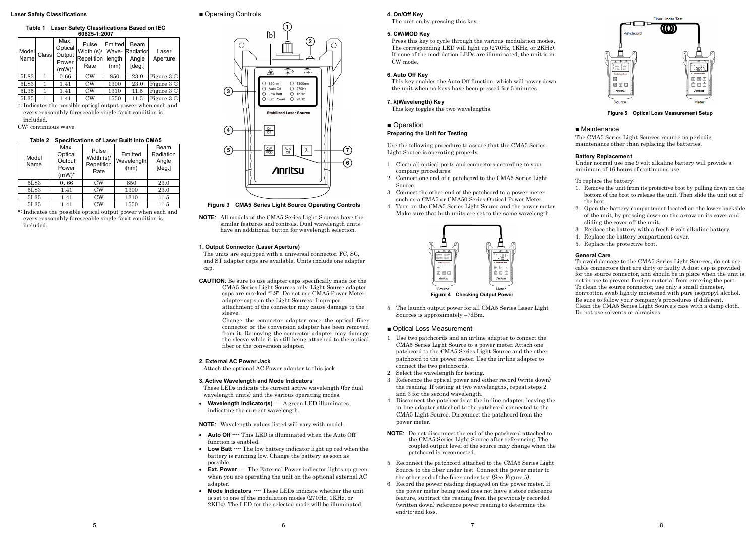**Laser Safety Classifications**

**Table 1 Laser Safety Classifications Based on IEC 60825-1:2007**

| Model Name | Class | Max. Optical Output Power (mW)* | Pulse Width (s)/ Repetition Rate | Emitted Wave-length (nm) | Beam Radiation Angle [deg.] | Laser Aperture |
|---|---|---|---|---|---|---|
| 5L83 | 1 | 0.66 | CW | 850 | 23.0 | Figure 3 ① |
| 5L83 | 1 | 1.41 | CW | 1300 | 23.0 | Figure 3 ① |
| 5L35 | 1 | 1.41 | CW | 1310 | 11.5 | Figure 3 ① |
| 5L35 | 1 | 1.41 | CW | 1550 | 11.5 | Figure 3 ① |

*: Indicates the possible optical output power when each and every reasonably foreseeable single-fault condition is included.

CW: continuous wave

**Table 2 Specifications of Laser Built into CMA5**

| Model Name | Max. Optical Output Power (mW)* | Pulse Width (s)/ Repetition Rate | Emitted Wavelength (nm) | Beam Radiation Angle [deg.] |
|---|---|---|---|---|
| 5L83 | 0. 66 | CW | 850 | 23.0 |
| 5L83 | 1.41 | CW | 1300 | 23.0 |
| 5L35 | 1.41 | CW | 1310 | 11.5 |
| 5L35 | 1.41 | CW | 1550 | 11.5 |

*: Indicates the possible optical output power when each and every reasonably foreseeable single-fault condition is included.

## ■ Operating Controls

Figure 3 CMA5 Series Light Source Operating Controls

**NOTE**: All models of the CMA5 Series Light Sources have the similar features and controls. Dual wavelength units have an additional button for wavelength selection.

**1. Output Connector (Laser Aperture)**

The units are equipped with a universal connector. FC, SC, and ST adapter caps are available. Units include one adapter cap.

**CAUTION**: Be sure to use adapter caps specifically made for the CMA5 Series Light Sources only. Light Source adapter caps are marked "LS". Do not use CMA5 Power Meter adapter caps on the Light Sources. Improper attachment of the connector may cause damage to the sleeve.

Change the connector adapter once the optical fiber connector or the conversion adapter has been removed from it. Removing the connector adapter may damage the sleeve while it is still being attached to the optical fiber or the conversion adapter.

**2. External AC Power Jack**

Attach the optional AC Power adapter to this jack.

**3. Active Wavelength and Mode Indicators**

These LEDs indicate the current active wavelength (for dual wavelength units) and the various operating modes.

- **Wavelength Indicator(s)** ---- A green LED illuminates indicating the current wavelength.

**NOTE**: Wavelength values listed will vary with model.

- **Auto Off** ---- This LED is illuminated when the Auto Off function is enabled.
- **Low Batt** ---- The low battery indicator light up red when the battery is running low. Change the battery as soon as possible.
- **Ext. Power** ---- The External Power indicator lights up green when you are operating the unit on the optional external AC adapter.
- **Mode Indicators** ---- These LEDs indicate whether the unit is set to one of the modulation modes (270Hz, 1KHz, or 2KHz). The LED for the selected mode will be illuminated.

**4. On/Off Key**

The unit on by pressing this key.

**5. CW/MOD Key**

Press this key to cycle through the various modulation modes. The corresponding LED will light up (270Hz, 1KHz, or 2KHz). If none of the modulation LEDs are illuminated, the unit is in CW mode.

**6. Auto Off Key**

This key enables the Auto Off function, which will power down the unit when no keys have been pressed for 5 minutes.

**7. λ(Wavelength) Key**

This key toggles the two wavelengths.

## ■ Operation

**Preparing the Unit for Testing**

Use the following procedure to assure that the CMA5 Series Light Source is operating properly.

1. Clean all optical ports and connectors according to your company procedures.
2. Connect one end of a patchcord to the CMA5 Series Light Source.
3. Connect the other end of the patchcord to a power meter such as a CMA5 or CMA50 Series Optical Power Meter.
4. Turn on the CMA5 Series Light Source and the power meter. Make sure that both units are set to the same wavelength.

Figure 4 Checking Output Power

5. The launch output power for all CMA5 Series Laser Light Sources is approximately –7dBm.

## ■ Optical Loss Measurement

1. Use two patchcords and an in-line adapter to connect the CMA5 Series Light Source to a power meter. Attach one patchcord to the CMA5 Series Light Source and the other patchcord to the power meter. Use the in-line adapter to connect the two patchcords.
2. Select the wavelength for testing.
3. Reference the optical power and either record (write down) the reading. If testing at two wavelengths, repeat steps 2 and 3 for the second wavelength.
4. Disconnect the patchcords at the in-line adapter, leaving the in-line adapter attached to the patchcord connected to the CMA5 Light Source. Disconnect the patchcord from the power meter.

**NOTE**: Do not disconnect the end of the patchcord attached to the CMA5 Series Light Source after referencing. The coupled output level of the source may change when the patchcord is reconnected.

5. Reconnect the patchcord attached to the CMA5 Series Light Source to the fiber under test. Connect the power meter to the other end of the fiber under test (See Figure 5).
6. Record the power reading displayed on the power meter. If the power meter being used does not have a store reference feature, subtract the reading from the previously recorded (written down) reference power reading to determine the end-to-end loss.

Figure 5 Optical Loss Measurement Setup

## ■ Maintenance

The CMA5 Series Light Sources require no periodic maintenance other than replacing the batteries.

**Battery Replacement**

Under normal use one 9 volt alkaline battery will provide a minimum of 16 hours of continuous use.

To replace the battery:

1. Remove the unit from its protective boot by pulling down on the bottom of the boot to release the unit. Then slide the unit out of the boot.
2. Open the battery compartment located on the lower backside of the unit, by pressing down on the arrow on its cover and sliding the cover off the unit.
3. Replace the battery with a fresh 9 volt alkaline battery.
4. Replace the battery compartment cover.
5. Replace the protective boot.

**General Care**

To avoid damage to the CMA5 Series Light Sources, do not use cable connectors that are dirty or faulty. A dust cap is provided for the source connector, and should be in place when the unit is not in use to prevent foreign material from entering the port.
To clean the source connector, use only a small diameter, non-cotton swab lightly moistened with pure isopropyl alcohol. Be sure to follow your company's procedures if different.
Clean the CMA5 Series Light Source's case with a damp cloth. Do not use solvents or abrasives.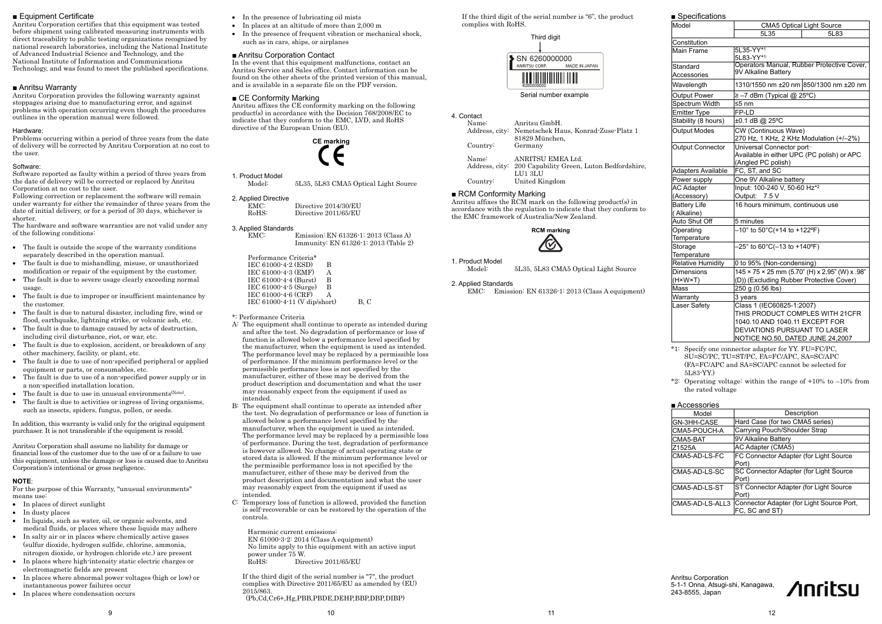## ■ Equipment Certificate

Anritsu Corporation certifies that this equipment was tested before shipment using calibrated measuring instruments with direct traceability to public testing organizations recognized by national research laboratories, including the National Institute of Advanced Industrial Science and Technology, and the National Institute of Information and Communications Technology, and was found to meet the published specifications.

## ■ Anritsu Warranty

Anritsu Corporation provides the following warranty against stoppages arising due to manufacturing error, and against problems with operation occurring even though the procedures outlines in the operation manual were followed.

### Hardware:

Problems occurring within a period of three years from the date of delivery will be corrected by Anritsu Corporation at no cost to the user.

### Software:

Software reported as faulty within a period of three years from the date of delivery will be corrected or replaced by Anritsu Corporation at no cost to the user.

Following correction or replacement the software will remain under warranty for either the remainder of three years from the date of initial delivery, or for a period of 30 days, whichever is shorter.

The hardware and software warranties are not valid under any of the following conditions:

- The fault is outside the scope of the warranty conditions separately described in the operation manual.
- The fault is due to mishandling, misuse, or unauthorized modification or repair of the equipment by the customer.
- The fault is due to severe usage clearly exceeding normal usage.
- The fault is due to improper or insufficient maintenance by the customer.
- The fault is due to natural disaster, including fire, wind or flood, earthquake, lightning strike, or volcanic ash, etc.
- The fault is due to damage caused by acts of destruction, including civil disturbance, riot, or war, etc.
- The fault is due to explosion, accident, or breakdown of any other machinery, facility, or plant, etc.
- The fault is due to use of non-specified peripheral or applied equipment or parts, or consumables, etc.
- The fault is due to use of a non-specified power supply or in a non-specified installation location.
- The fault is due to use in unusual environments(Note).
- The fault is due to activities or ingress of living organisms, such as insects, spiders, fungus, pollen, or seeds.

In addition, this warranty is valid only for the original equipment purchaser. It is not transferable if the equipment is resold.

Anritsu Corporation shall assume no liability for damage or financial loss of the customer due to the use of or a failure to use this equipment, unless the damage or loss is caused due to Anritsu Corporation's intentional or gross negligence.

**NOTE**:

For the purpose of this Warranty, "unusual environments" means use:

- In places of direct sunlight
- In dusty places
- In liquids, such as water, oil, or organic solvents, and medical fluids, or places where these liquids may adhere
- In salty air or in places where chemically active gases (sulfur dioxide, hydrogen sulfide, chlorine, ammonia, nitrogen dioxide, or hydrogen chloride etc.) are present
- In places where high-intensity static electric charges or electromagnetic fields are present
- In places where abnormal power voltages (high or low) or instantaneous power failures occur
- In places where condensation occurs
- In the presence of lubricating oil mists
- In places at an altitude of more than 2,000 m
- In the presence of frequent vibration or mechanical shock, such as in cars, ships, or airplanes

## ■ Anritsu Corporation Contact

In the event that this equipment malfunctions, contact an Anritsu Service and Sales office. Contact information can be found on the other sheets of the printed version of this manual, and is available in a separate file on the PDF version.

## ■ CE Conformity Marking

Anritsu affixes the CE conformity marking on the following product(s) in accordance with the Decision 768/2008/EC to indicate that they conform to the EMC, LVD, and RoHS directive of the European Union (EU).

CE marking

1. Product Model
   Model: 5L35, 5L83 CMA5 Optical Light Source

2. Applied Directive
   EMC: Directive 2014/30/EU
   RoHS: Directive 2011/65/EU

3. Applied Standards
   EMC: Emission: EN 61326-1: 2013 (Class A)
   Immunity: EN 61326-1: 2013 (Table 2)

| Performance Criteria* | |
|---|---|
| IEC 61000-4-2 (ESD) | B |
| IEC 61000-4-3 (EMF) | A |
| IEC 61000-4-4 (Burst) | B |
| IEC 61000-4-5 (Surge) | B |
| IEC 61000-4-6 (CRF) | A |
| IEC 61000-4-11 (V dip/short) | B, C |

*: Performance Criteria

A: The equipment shall continue to operate as intended during and after the test. No degradation of performance or loss of function is allowed below a performance level specified by the manufacturer, when the equipment is used as intended. The performance level may be replaced by a permissible loss of performance. If the minimum performance level or the permissible performance loss is not specified by the manufacturer, either of these may be derived from the product description and documentation and what the user may reasonably expect from the equipment if used as intended.

B: The equipment shall continue to operate as intended after the test. No degradation of performance or loss of function is allowed below a performance level specified by the manufacturer, when the equipment is used as intended. The performance level may be replaced by a permissible loss of performance. During the test, degradation of performance is however allowed. No change of actual operating state or stored data is allowed. If the minimum performance level or the permissible performance loss is not specified by the manufacturer, either of these may be derived from the product description and documentation and what the user may reasonably expect from the equipment if used as intended.

C: Temporary loss of function is allowed, provided the function is self-recoverable or can be restored by the operation of the controls.

Harmonic current emissions:
EN 61000-3-2: 2014 (Class A equipment)
No limits apply to this equipment with an active input power under 75 W.
RoHS: Directive 2011/65/EU

If the third digit of the serial number is "7", the product complies with Directive 2011/65/EU as amended by (EU) 2015/863.
(Pb,Cd,Cr6+,Hg,PBB,PBDE,DEHP,BBP,DBP,DIBP)

If the third digit of the serial number is "6", the product complies with RoHS.

Third digit

SN 6260000000
ANRITSU CORP. MADE IN JAPAN
6260000000

Serial number example

4. Contact
   Name: Anritsu GmbH.
   Address, city: Nemetschek Haus, Konrad-Zuse-Platz 1 81829 München,
   Country: Germany

   Name: ANRITSU EMEA Ltd.
   Address, city: 200 Capability Green, Luton Bedfordshire, LU1 3LU
   Country: United Kingdom

## ■ RCM Conformity Marking

Anritsu affixes the RCM mark on the following product(s) in accordance with the regulation to indicate that they conform to the EMC framework of Australia/New Zealand.

RCM marking

1. Product Model
   Model: 5L35, 5L83 CMA5 Optical Light Source

2. Applied Standards
   EMC: Emission: EN 61326-1: 2013 (Class A equipment)

## ■ Specifications

| Model | CMA5 Optical Light Source | |
|---|---|---|
| | 5L35 | 5L83 |
| Constitution | | |
| Main Frame | 5L35-YY*1<br>5L83-YY*1 | |
| Standard Accessories | Operators Manual, Rubber Protective Cover, 9V Alkaline Battery | |
| Wavelength | 1310/1550 nm ±20 nm | 850/1300 nm ±20 nm |
| Output Power | ≥ –7 dBm (Typical @ 25ºC) | |
| Spectrum Width | ≤5 nm | |
| Emitter Type | FP-LD | |
| Stability (8 hours) | ±0.1 dB @ 25ºC | |
| Output Modes | CW (Continuous Wave)<br>270 Hz, 1 KHz, 2 KHz Modulation (+/–2%) | |
| Output Connector | Universal Connector port–<br>Available in either UPC (PC polish) or APC (Angled PC polish) | |
| Adapters Available | FC, ST, and SC | |
| Power supply | One 9V Alkaline battery | |
| AC Adapter (Accessory) | Input: 100-240 V, 50-60 Hz*2<br>Output: 7.5 V | |
| Battery Life (Alkaline) | 16 hours minimum, continuous use | |
| Auto Shut Off | 5 minutes | |
| Operating Temperature | –10° to 50°C(+14 to +122ºF) | |
| Storage Temperature | –25° to 60°C(–13 to +140ºF) | |
| Relative Humidity | 0 to 95% (Non-condensing) | |
| Dimensions (H×W×T) | 145 × 75 × 25 mm (5.70" (H) x 2.95" (W) x .98" (D)) (Excluding Rubber Protective Cover) | |
| Mass | 250 g (0.56 lbs) | |
| Warranty | 3 years | |
| Laser Safety | Class 1 (IEC60825-1:2007)<br>THIS PRODUCT COMPLES WITH 21CFR 1040.10 AND 1040.11 EXCEPT FOR DEVIATIONS PURSUANT TO LASER NOTICE NO.50, DATED JUNE 24,2007 | |

*1: Specify one connector adapter for YY. FU=FC/PC, SU=SC/PC, TU=ST/PC, FA=FC/APC, SA=SC/APC (FA=FC/APC and SA=SC/APC cannot be selected for 5L83-YY.)

*2: Operating voltage: within the range of +10% to –10% from the rated voltage

## ■ Accessories

| Model | Description |
|---|---|
| GN-3HH-CASE | Hard Case (for two CMA5 series) |
| CMA5-POUCH-A | Carrying Pouch/Shoulder Strap |
| CMA5-BAT | 9V Alkaline Battery |
| Z1525A | AC Adapter (CMA5) |
| CMA5-AD-LS-FC | FC Connector Adapter (for Light Source Port) |
| CMA5-AD-LS-SC | SC Connector Adapter (for Light Source Port) |
| CMA5-AD-LS-ST | ST Connector Adapter (for Light Source Port) |
| CMA5-AD-LS-ALL3 | Connector Adapter (for Light Source Port, FC, SC and ST) |

Anritsu Corporation
5-1-1 Onna, Atsugi-shi, Kanagawa,
243-8555, Japan

Anritsu